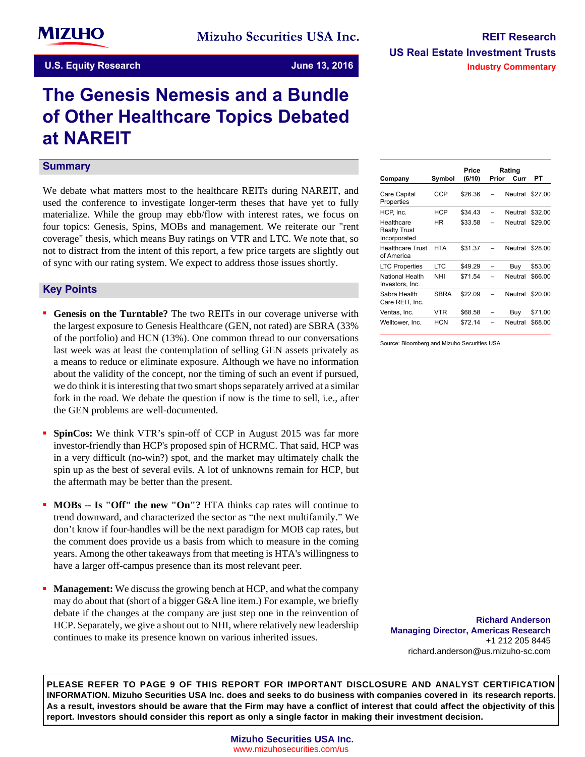Mizuho Securities USA Inc.

**U.S. Equity Research** — **June 13, 2016**

**REIT Research**
**US Real Estate Investment Trusts**
**Industry Commentary**

# The Genesis Nemesis and a Bundle of Other Healthcare Topics Debated at NAREIT

## Summary

We debate what matters most to the healthcare REITs during NAREIT, and used the conference to investigate longer-term theses that have yet to fully materialize. While the group may ebb/flow with interest rates, we focus on four topics: Genesis, Spins, MOBs and management. We reiterate our "rent coverage" thesis, which means Buy ratings on VTR and LTC. We note that, so not to distract from the intent of this report, a few price targets are slightly out of sync with our rating system. We expect to address those issues shortly.

## Key Points

- **Genesis on the Turntable?** The two REITs in our coverage universe with the largest exposure to Genesis Healthcare (GEN, not rated) are SBRA (33% of the portfolio) and HCN (13%). One common thread to our conversations last week was at least the contemplation of selling GEN assets privately as a means to reduce or eliminate exposure. Although we have no information about the validity of the concept, nor the timing of such an event if pursued, we do think it is interesting that two smart shops separately arrived at a similar fork in the road. We debate the question if now is the time to sell, i.e., after the GEN problems are well-documented.

- **SpinCos:** We think VTR's spin-off of CCP in August 2015 was far more investor-friendly than HCP's proposed spin of HCRMC. That said, HCP was in a very difficult (no-win?) spot, and the market may ultimately chalk the spin up as the best of several evils. A lot of unknowns remain for HCP, but the aftermath may be better than the present.

- **MOBs -- Is "Off" the new "On"?** HTA thinks cap rates will continue to trend downward, and characterized the sector as "the next multifamily." We don't know if four-handles will be the next paradigm for MOB cap rates, but the comment does provide us a basis from which to measure in the coming years. Among the other takeaways from that meeting is HTA's willingness to have a larger off-campus presence than its most relevant peer.

- **Management:** We discuss the growing bench at HCP, and what the company may do about that (short of a bigger G&A line item.) For example, we briefly debate if the changes at the company are just step one in the reinvention of HCP. Separately, we give a shout out to NHI, where relatively new leadership continues to make its presence known on various inherited issues.

| Company | Symbol | Price (6/10) | Rating Prior | Rating Curr | PT |
|---|---|---|---|---|---|
| Care Capital Properties | CCP | $26.36 | – | Neutral | $27.00 |
| HCP, Inc. | HCP | $34.43 | – | Neutral | $32.00 |
| Healthcare Realty Trust Incorporated | HR | $33.58 | – | Neutral | $29.00 |
| Healthcare Trust of America | HTA | $31.37 | – | Neutral | $28.00 |
| LTC Properties | LTC | $49.29 | – | Buy | $53.00 |
| National Health Investors, Inc. | NHI | $71.54 | – | Neutral | $66.00 |
| Sabra Health Care REIT, Inc. | SBRA | $22.09 | – | Neutral | $20.00 |
| Ventas, Inc. | VTR | $68.58 | – | Buy | $71.00 |
| Welltower, Inc. | HCN | $72.14 | – | Neutral | $68.00 |

Source: Bloomberg and Mizuho Securities USA

**Richard Anderson**
**Managing Director, Americas Research**
+1 212 205 8445
richard.anderson@us.mizuho-sc.com

**PLEASE REFER TO PAGE 9 OF THIS REPORT FOR IMPORTANT DISCLOSURE AND ANALYST CERTIFICATION INFORMATION. Mizuho Securities USA Inc. does and seeks to do business with companies covered in its research reports. As a result, investors should be aware that the Firm may have a conflict of interest that could affect the objectivity of this report. Investors should consider this report as only a single factor in making their investment decision.**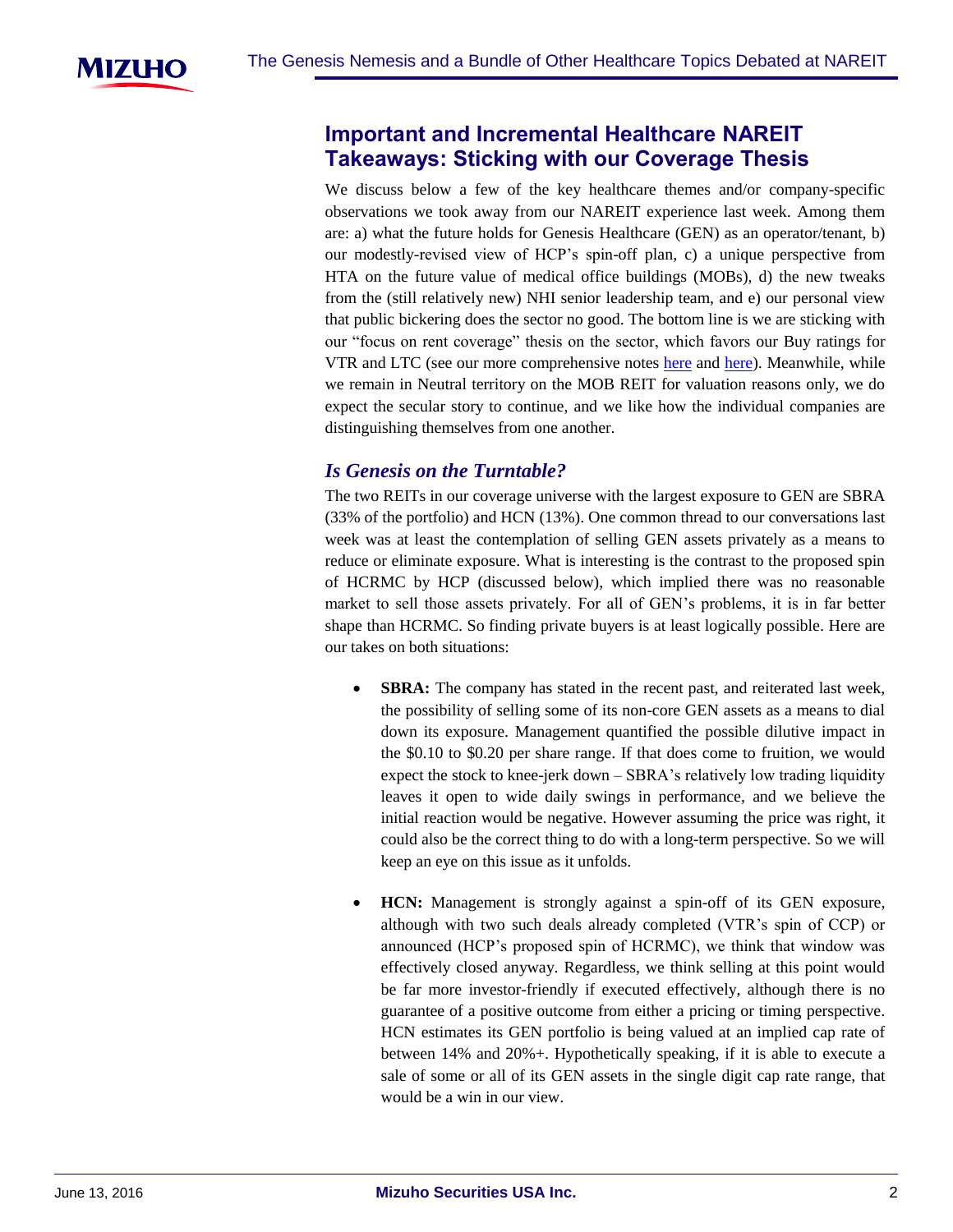## Important and Incremental Healthcare NAREIT Takeaways: Sticking with our Coverage Thesis

We discuss below a few of the key healthcare themes and/or company-specific observations we took away from our NAREIT experience last week. Among them are: a) what the future holds for Genesis Healthcare (GEN) as an operator/tenant, b) our modestly-revised view of HCP's spin-off plan, c) a unique perspective from HTA on the future value of medical office buildings (MOBs), d) the new tweaks from the (still relatively new) NHI senior leadership team, and e) our personal view that public bickering does the sector no good. The bottom line is we are sticking with our "focus on rent coverage" thesis on the sector, which favors our Buy ratings for VTR and LTC (see our more comprehensive notes here and here). Meanwhile, while we remain in Neutral territory on the MOB REIT for valuation reasons only, we do expect the secular story to continue, and we like how the individual companies are distinguishing themselves from one another.

### *Is Genesis on the Turntable?*

The two REITs in our coverage universe with the largest exposure to GEN are SBRA (33% of the portfolio) and HCN (13%). One common thread to our conversations last week was at least the contemplation of selling GEN assets privately as a means to reduce or eliminate exposure. What is interesting is the contrast to the proposed spin of HCRMC by HCP (discussed below), which implied there was no reasonable market to sell those assets privately. For all of GEN's problems, it is in far better shape than HCRMC. So finding private buyers is at least logically possible. Here are our takes on both situations:

- **SBRA:** The company has stated in the recent past, and reiterated last week, the possibility of selling some of its non-core GEN assets as a means to dial down its exposure. Management quantified the possible dilutive impact in the $0.10 to $0.20 per share range. If that does come to fruition, we would expect the stock to knee-jerk down – SBRA's relatively low trading liquidity leaves it open to wide daily swings in performance, and we believe the initial reaction would be negative. However assuming the price was right, it could also be the correct thing to do with a long-term perspective. So we will keep an eye on this issue as it unfolds.

- **HCN:** Management is strongly against a spin-off of its GEN exposure, although with two such deals already completed (VTR's spin of CCP) or announced (HCP's proposed spin of HCRMC), we think that window was effectively closed anyway. Regardless, we think selling at this point would be far more investor-friendly if executed effectively, although there is no guarantee of a positive outcome from either a pricing or timing perspective. HCN estimates its GEN portfolio is being valued at an implied cap rate of between 14% and 20%+. Hypothetically speaking, if it is able to execute a sale of some or all of its GEN assets in the single digit cap rate range, that would be a win in our view.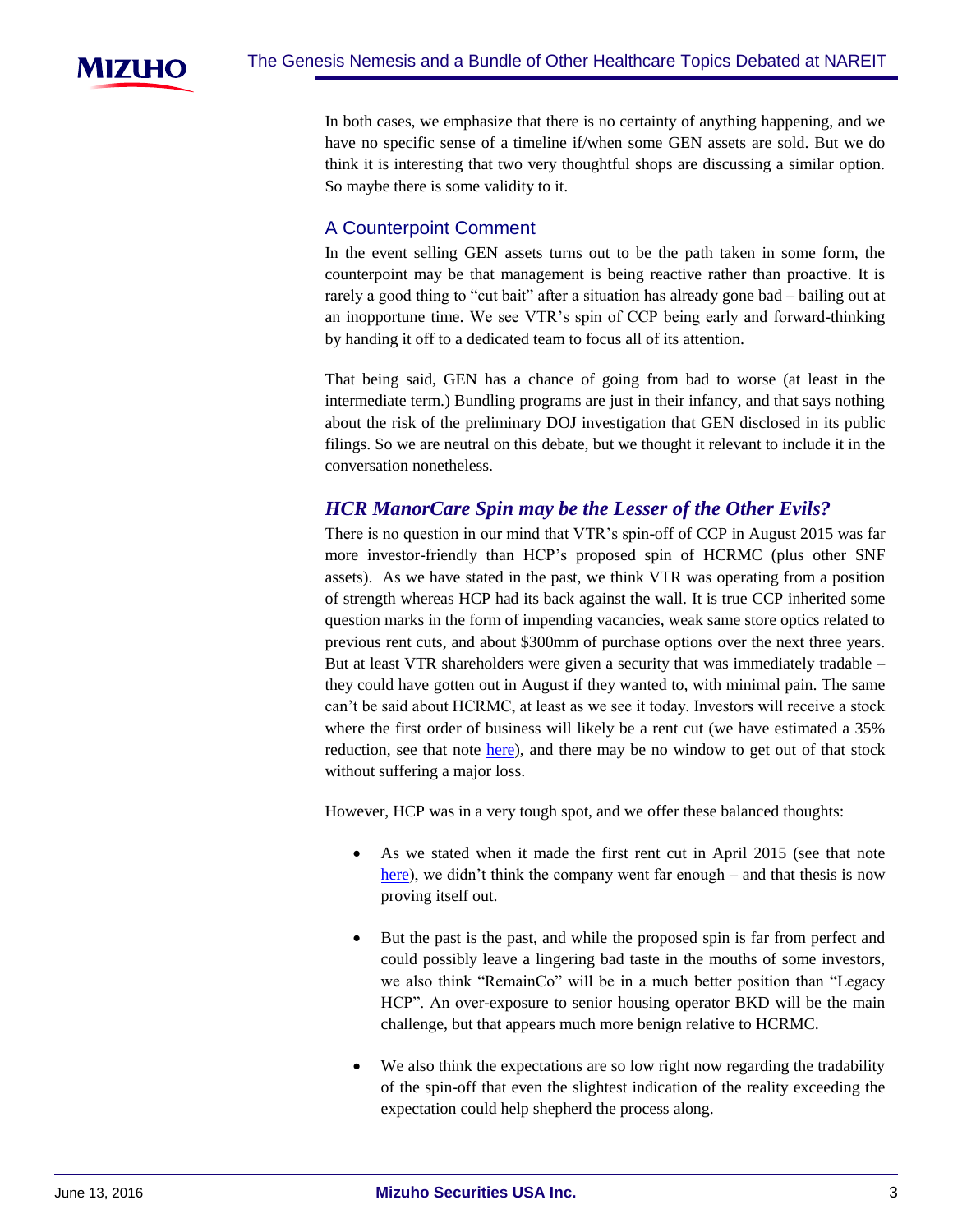In both cases, we emphasize that there is no certainty of anything happening, and we have no specific sense of a timeline if/when some GEN assets are sold. But we do think it is interesting that two very thoughtful shops are discussing a similar option. So maybe there is some validity to it.

## A Counterpoint Comment

In the event selling GEN assets turns out to be the path taken in some form, the counterpoint may be that management is being reactive rather than proactive. It is rarely a good thing to "cut bait" after a situation has already gone bad – bailing out at an inopportune time. We see VTR's spin of CCP being early and forward-thinking by handing it off to a dedicated team to focus all of its attention.

That being said, GEN has a chance of going from bad to worse (at least in the intermediate term.) Bundling programs are just in their infancy, and that says nothing about the risk of the preliminary DOJ investigation that GEN disclosed in its public filings. So we are neutral on this debate, but we thought it relevant to include it in the conversation nonetheless.

## *HCR ManorCare Spin may be the Lesser of the Other Evils?*

There is no question in our mind that VTR's spin-off of CCP in August 2015 was far more investor-friendly than HCP's proposed spin of HCRMC (plus other SNF assets). As we have stated in the past, we think VTR was operating from a position of strength whereas HCP had its back against the wall. It is true CCP inherited some question marks in the form of impending vacancies, weak same store optics related to previous rent cuts, and about $300mm of purchase options over the next three years. But at least VTR shareholders were given a security that was immediately tradable – they could have gotten out in August if they wanted to, with minimal pain. The same can't be said about HCRMC, at least as we see it today. Investors will receive a stock where the first order of business will likely be a rent cut (we have estimated a 35% reduction, see that note here), and there may be no window to get out of that stock without suffering a major loss.

However, HCP was in a very tough spot, and we offer these balanced thoughts:

- As we stated when it made the first rent cut in April 2015 (see that note here), we didn't think the company went far enough – and that thesis is now proving itself out.
- But the past is the past, and while the proposed spin is far from perfect and could possibly leave a lingering bad taste in the mouths of some investors, we also think "RemainCo" will be in a much better position than "Legacy HCP". An over-exposure to senior housing operator BKD will be the main challenge, but that appears much more benign relative to HCRMC.
- We also think the expectations are so low right now regarding the tradability of the spin-off that even the slightest indication of the reality exceeding the expectation could help shepherd the process along.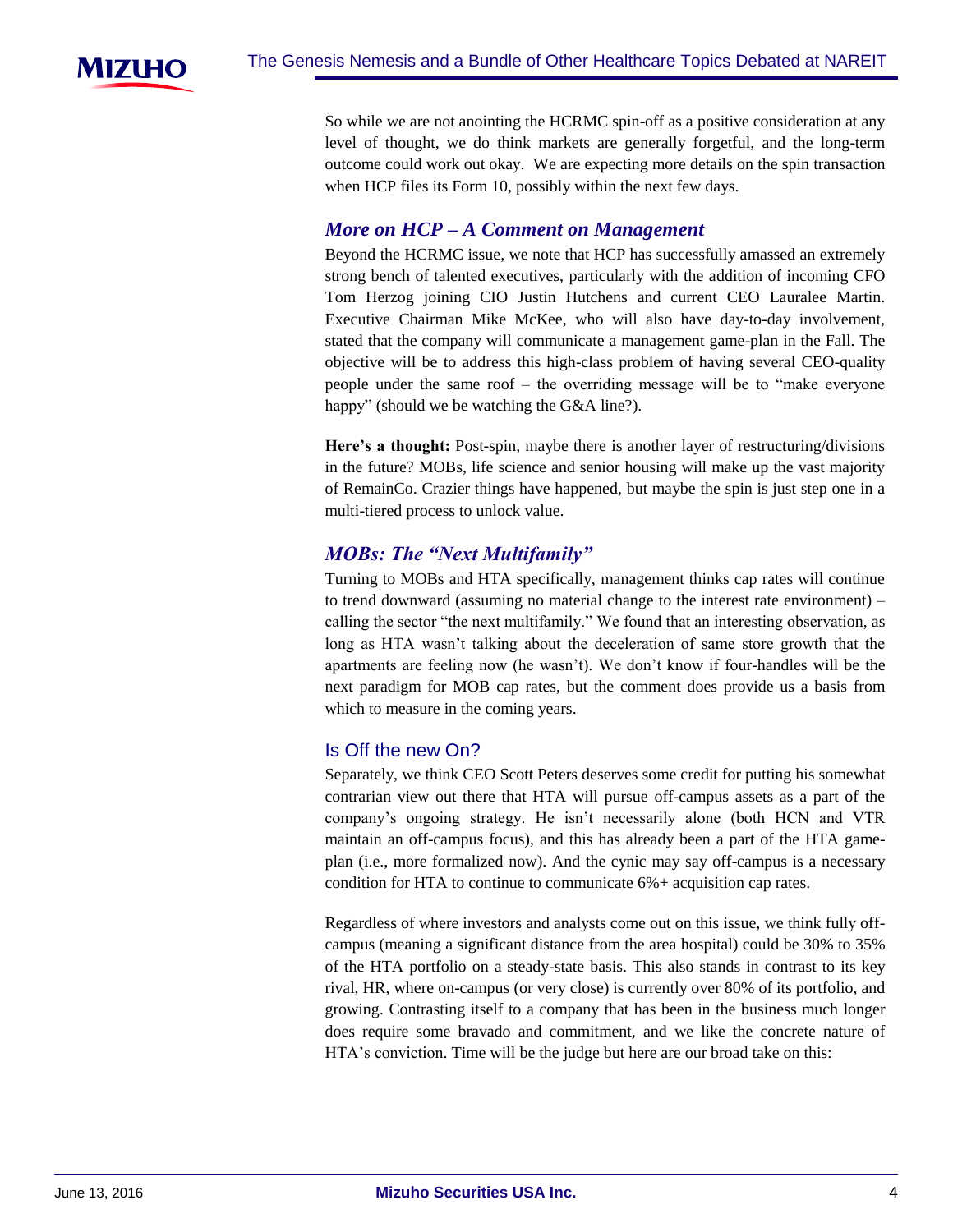So while we are not anointing the HCRMC spin-off as a positive consideration at any level of thought, we do think markets are generally forgetful, and the long-term outcome could work out okay. We are expecting more details on the spin transaction when HCP files its Form 10, possibly within the next few days.

## *More on HCP – A Comment on Management*

Beyond the HCRMC issue, we note that HCP has successfully amassed an extremely strong bench of talented executives, particularly with the addition of incoming CFO Tom Herzog joining CIO Justin Hutchens and current CEO Lauralee Martin. Executive Chairman Mike McKee, who will also have day-to-day involvement, stated that the company will communicate a management game-plan in the Fall. The objective will be to address this high-class problem of having several CEO-quality people under the same roof – the overriding message will be to "make everyone happy" (should we be watching the G&A line?).

**Here's a thought:** Post-spin, maybe there is another layer of restructuring/divisions in the future? MOBs, life science and senior housing will make up the vast majority of RemainCo. Crazier things have happened, but maybe the spin is just step one in a multi-tiered process to unlock value.

## *MOBs: The "Next Multifamily"*

Turning to MOBs and HTA specifically, management thinks cap rates will continue to trend downward (assuming no material change to the interest rate environment) – calling the sector "the next multifamily." We found that an interesting observation, as long as HTA wasn't talking about the deceleration of same store growth that the apartments are feeling now (he wasn't). We don't know if four-handles will be the next paradigm for MOB cap rates, but the comment does provide us a basis from which to measure in the coming years.

### Is Off the new On?

Separately, we think CEO Scott Peters deserves some credit for putting his somewhat contrarian view out there that HTA will pursue off-campus assets as a part of the company's ongoing strategy. He isn't necessarily alone (both HCN and VTR maintain an off-campus focus), and this has already been a part of the HTA game-plan (i.e., more formalized now). And the cynic may say off-campus is a necessary condition for HTA to continue to communicate 6%+ acquisition cap rates.

Regardless of where investors and analysts come out on this issue, we think fully off-campus (meaning a significant distance from the area hospital) could be 30% to 35% of the HTA portfolio on a steady-state basis. This also stands in contrast to its key rival, HR, where on-campus (or very close) is currently over 80% of its portfolio, and growing. Contrasting itself to a company that has been in the business much longer does require some bravado and commitment, and we like the concrete nature of HTA's conviction. Time will be the judge but here are our broad take on this: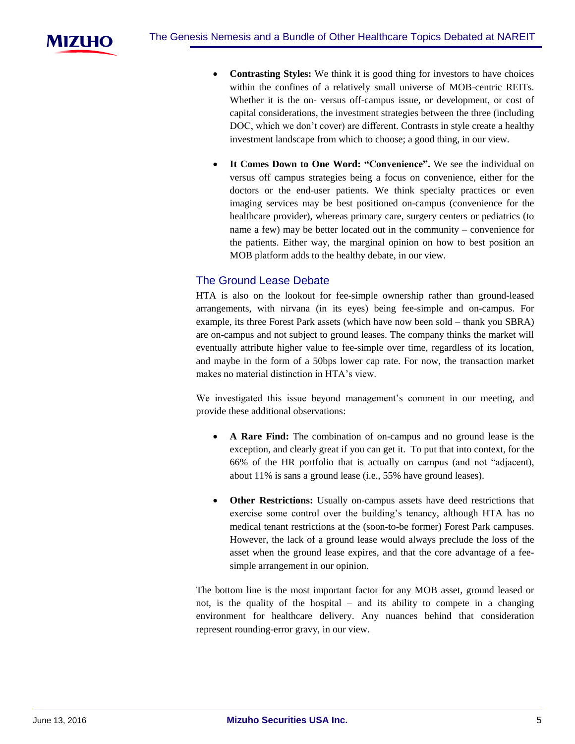- **Contrasting Styles:** We think it is good thing for investors to have choices within the confines of a relatively small universe of MOB-centric REITs. Whether it is the on- versus off-campus issue, or development, or cost of capital considerations, the investment strategies between the three (including DOC, which we don't cover) are different. Contrasts in style create a healthy investment landscape from which to choose; a good thing, in our view.

- **It Comes Down to One Word: "Convenience".** We see the individual on versus off campus strategies being a focus on convenience, either for the doctors or the end-user patients. We think specialty practices or even imaging services may be best positioned on-campus (convenience for the healthcare provider), whereas primary care, surgery centers or pediatrics (to name a few) may be better located out in the community – convenience for the patients. Either way, the marginal opinion on how to best position an MOB platform adds to the healthy debate, in our view.

## The Ground Lease Debate

HTA is also on the lookout for fee-simple ownership rather than ground-leased arrangements, with nirvana (in its eyes) being fee-simple and on-campus. For example, its three Forest Park assets (which have now been sold – thank you SBRA) are on-campus and not subject to ground leases. The company thinks the market will eventually attribute higher value to fee-simple over time, regardless of its location, and maybe in the form of a 50bps lower cap rate. For now, the transaction market makes no material distinction in HTA's view.

We investigated this issue beyond management's comment in our meeting, and provide these additional observations:

- **A Rare Find:** The combination of on-campus and no ground lease is the exception, and clearly great if you can get it. To put that into context, for the 66% of the HR portfolio that is actually on campus (and not "adjacent), about 11% is sans a ground lease (i.e., 55% have ground leases).

- **Other Restrictions:** Usually on-campus assets have deed restrictions that exercise some control over the building's tenancy, although HTA has no medical tenant restrictions at the (soon-to-be former) Forest Park campuses. However, the lack of a ground lease would always preclude the loss of the asset when the ground lease expires, and that the core advantage of a fee-simple arrangement in our opinion.

The bottom line is the most important factor for any MOB asset, ground leased or not, is the quality of the hospital – and its ability to compete in a changing environment for healthcare delivery. Any nuances behind that consideration represent rounding-error gravy, in our view.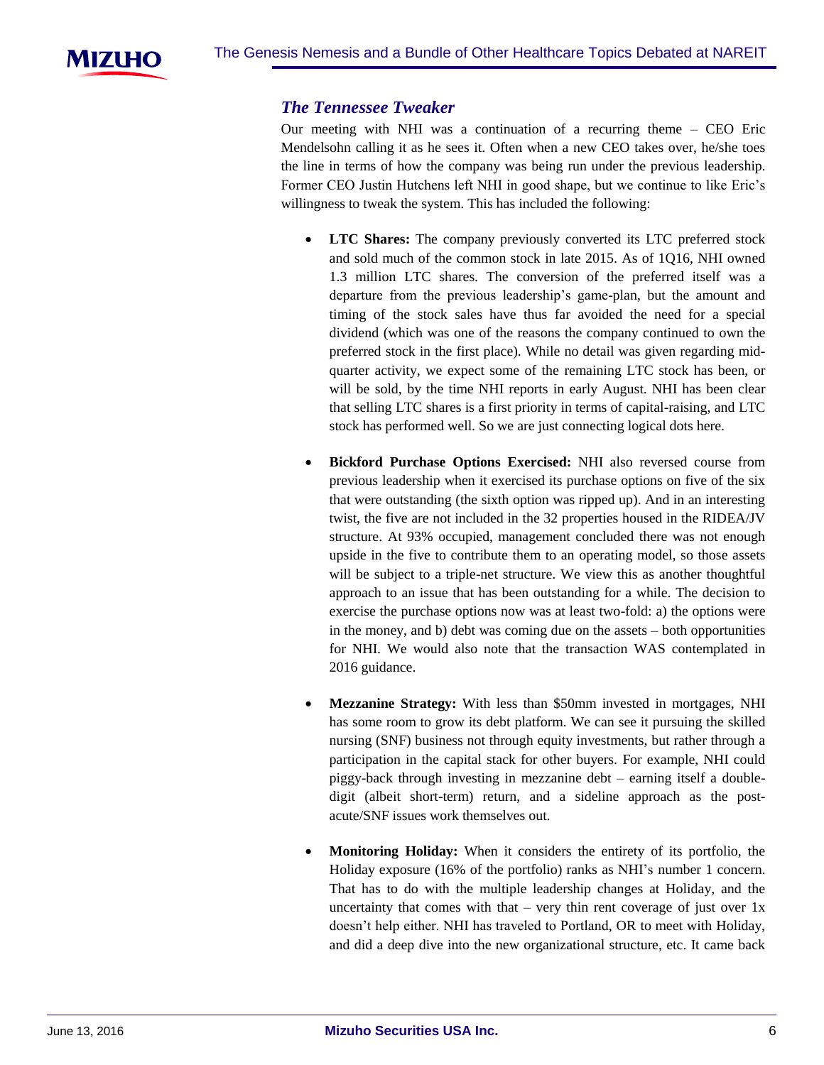### *The Tennessee Tweaker*

Our meeting with NHI was a continuation of a recurring theme – CEO Eric Mendelsohn calling it as he sees it. Often when a new CEO takes over, he/she toes the line in terms of how the company was being run under the previous leadership. Former CEO Justin Hutchens left NHI in good shape, but we continue to like Eric's willingness to tweak the system. This has included the following:

- **LTC Shares:** The company previously converted its LTC preferred stock and sold much of the common stock in late 2015. As of 1Q16, NHI owned 1.3 million LTC shares. The conversion of the preferred itself was a departure from the previous leadership's game-plan, but the amount and timing of the stock sales have thus far avoided the need for a special dividend (which was one of the reasons the company continued to own the preferred stock in the first place). While no detail was given regarding mid-quarter activity, we expect some of the remaining LTC stock has been, or will be sold, by the time NHI reports in early August. NHI has been clear that selling LTC shares is a first priority in terms of capital-raising, and LTC stock has performed well. So we are just connecting logical dots here.

- **Bickford Purchase Options Exercised:** NHI also reversed course from previous leadership when it exercised its purchase options on five of the six that were outstanding (the sixth option was ripped up). And in an interesting twist, the five are not included in the 32 properties housed in the RIDEA/JV structure. At 93% occupied, management concluded there was not enough upside in the five to contribute them to an operating model, so those assets will be subject to a triple-net structure. We view this as another thoughtful approach to an issue that has been outstanding for a while. The decision to exercise the purchase options now was at least two-fold: a) the options were in the money, and b) debt was coming due on the assets – both opportunities for NHI. We would also note that the transaction WAS contemplated in 2016 guidance.

- **Mezzanine Strategy:** With less than $50mm invested in mortgages, NHI has some room to grow its debt platform. We can see it pursuing the skilled nursing (SNF) business not through equity investments, but rather through a participation in the capital stack for other buyers. For example, NHI could piggy-back through investing in mezzanine debt – earning itself a double-digit (albeit short-term) return, and a sideline approach as the post-acute/SNF issues work themselves out.

- **Monitoring Holiday:** When it considers the entirety of its portfolio, the Holiday exposure (16% of the portfolio) ranks as NHI's number 1 concern. That has to do with the multiple leadership changes at Holiday, and the uncertainty that comes with that – very thin rent coverage of just over 1x doesn't help either. NHI has traveled to Portland, OR to meet with Holiday, and did a deep dive into the new organizational structure, etc. It came back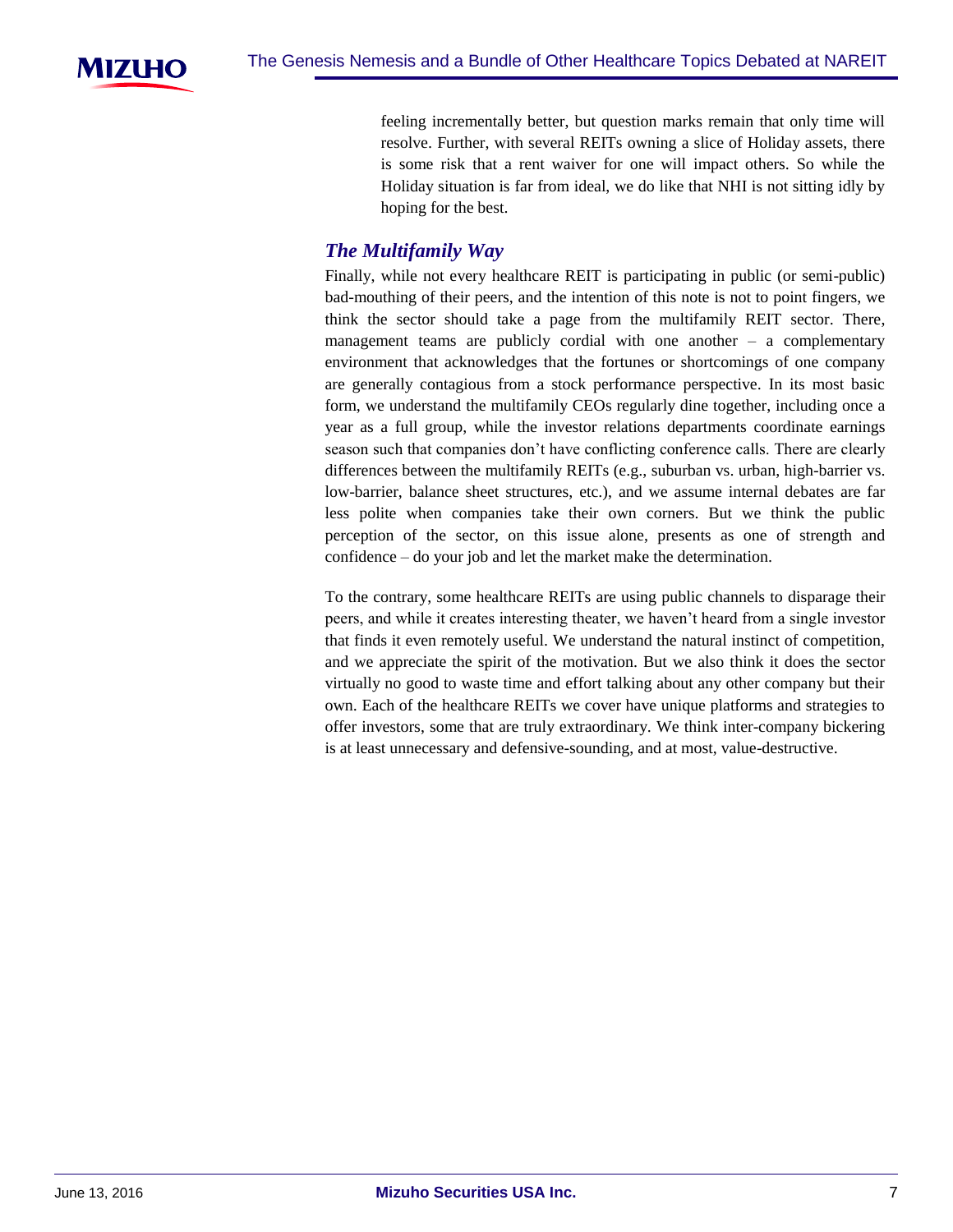feeling incrementally better, but question marks remain that only time will resolve. Further, with several REITs owning a slice of Holiday assets, there is some risk that a rent waiver for one will impact others. So while the Holiday situation is far from ideal, we do like that NHI is not sitting idly by hoping for the best.

### *The Multifamily Way*

Finally, while not every healthcare REIT is participating in public (or semi-public) bad-mouthing of their peers, and the intention of this note is not to point fingers, we think the sector should take a page from the multifamily REIT sector. There, management teams are publicly cordial with one another – a complementary environment that acknowledges that the fortunes or shortcomings of one company are generally contagious from a stock performance perspective. In its most basic form, we understand the multifamily CEOs regularly dine together, including once a year as a full group, while the investor relations departments coordinate earnings season such that companies don't have conflicting conference calls. There are clearly differences between the multifamily REITs (e.g., suburban vs. urban, high-barrier vs. low-barrier, balance sheet structures, etc.), and we assume internal debates are far less polite when companies take their own corners. But we think the public perception of the sector, on this issue alone, presents as one of strength and confidence – do your job and let the market make the determination.

To the contrary, some healthcare REITs are using public channels to disparage their peers, and while it creates interesting theater, we haven't heard from a single investor that finds it even remotely useful. We understand the natural instinct of competition, and we appreciate the spirit of the motivation. But we also think it does the sector virtually no good to waste time and effort talking about any other company but their own. Each of the healthcare REITs we cover have unique platforms and strategies to offer investors, some that are truly extraordinary. We think inter-company bickering is at least unnecessary and defensive-sounding, and at most, value-destructive.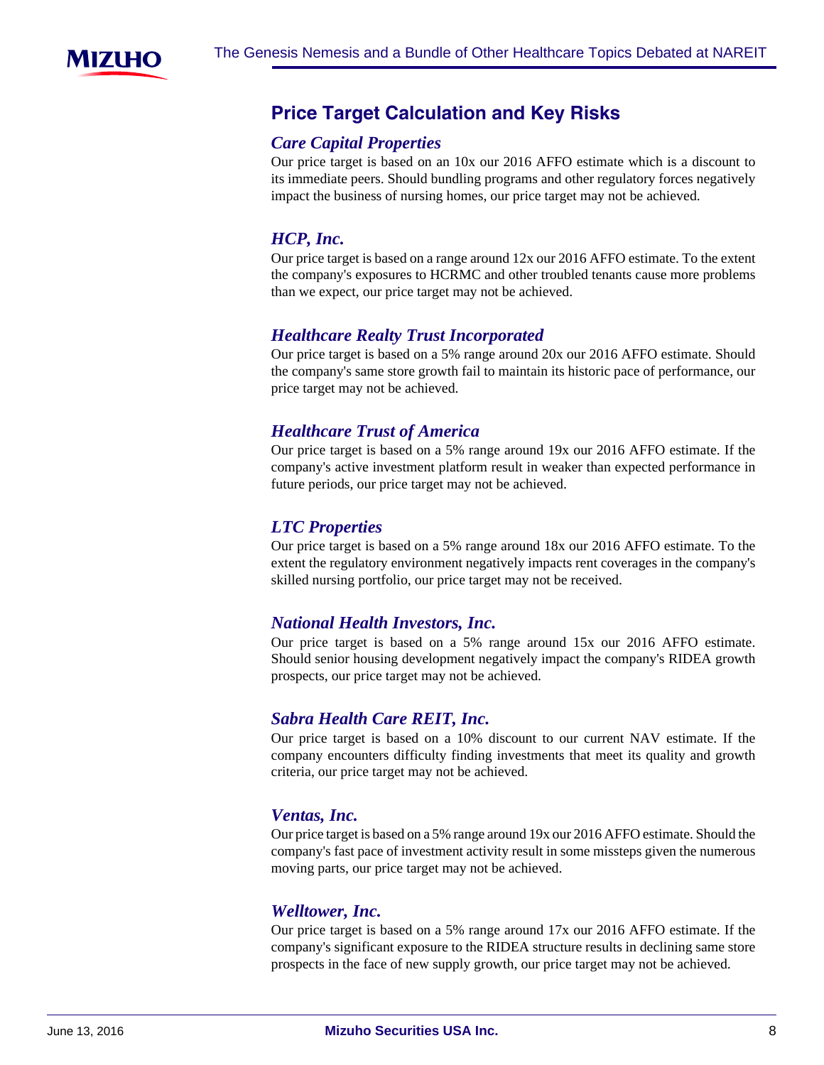## Price Target Calculation and Key Risks

### *Care Capital Properties*

Our price target is based on an 10x our 2016 AFFO estimate which is a discount to its immediate peers. Should bundling programs and other regulatory forces negatively impact the business of nursing homes, our price target may not be achieved.

### *HCP, Inc.*

Our price target is based on a range around 12x our 2016 AFFO estimate. To the extent the company's exposures to HCRMC and other troubled tenants cause more problems than we expect, our price target may not be achieved.

### *Healthcare Realty Trust Incorporated*

Our price target is based on a 5% range around 20x our 2016 AFFO estimate. Should the company's same store growth fail to maintain its historic pace of performance, our price target may not be achieved.

### *Healthcare Trust of America*

Our price target is based on a 5% range around 19x our 2016 AFFO estimate. If the company's active investment platform result in weaker than expected performance in future periods, our price target may not be achieved.

### *LTC Properties*

Our price target is based on a 5% range around 18x our 2016 AFFO estimate. To the extent the regulatory environment negatively impacts rent coverages in the company's skilled nursing portfolio, our price target may not be received.

### *National Health Investors, Inc.*

Our price target is based on a 5% range around 15x our 2016 AFFO estimate. Should senior housing development negatively impact the company's RIDEA growth prospects, our price target may not be achieved.

### *Sabra Health Care REIT, Inc.*

Our price target is based on a 10% discount to our current NAV estimate. If the company encounters difficulty finding investments that meet its quality and growth criteria, our price target may not be achieved.

### *Ventas, Inc.*

Our price target is based on a 5% range around 19x our 2016 AFFO estimate. Should the company's fast pace of investment activity result in some missteps given the numerous moving parts, our price target may not be achieved.

### *Welltower, Inc.*

Our price target is based on a 5% range around 17x our 2016 AFFO estimate. If the company's significant exposure to the RIDEA structure results in declining same store prospects in the face of new supply growth, our price target may not be achieved.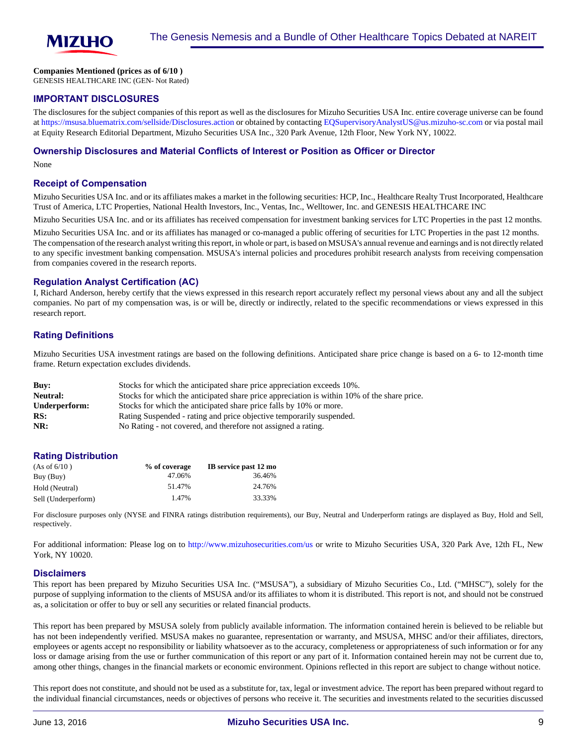**Companies Mentioned (prices as of 6/10 )**
GENESIS HEALTHCARE INC (GEN- Not Rated)

## IMPORTANT DISCLOSURES

The disclosures for the subject companies of this report as well as the disclosures for Mizuho Securities USA Inc. entire coverage universe can be found at https://msusa.bluematrix.com/sellside/Disclosures.action or obtained by contacting EQSupervisoryAnalystUS@us.mizuho-sc.com or via postal mail at Equity Research Editorial Department, Mizuho Securities USA Inc., 320 Park Avenue, 12th Floor, New York NY, 10022.

### Ownership Disclosures and Material Conflicts of Interest or Position as Officer or Director

None

### Receipt of Compensation

Mizuho Securities USA Inc. and or its affiliates makes a market in the following securities: HCP, Inc., Healthcare Realty Trust Incorporated, Healthcare Trust of America, LTC Properties, National Health Investors, Inc., Ventas, Inc., Welltower, Inc. and GENESIS HEALTHCARE INC

Mizuho Securities USA Inc. and or its affiliates has received compensation for investment banking services for LTC Properties in the past 12 months.

Mizuho Securities USA Inc. and or its affiliates has managed or co-managed a public offering of securities for LTC Properties in the past 12 months.
The compensation of the research analyst writing this report, in whole or part, is based on MSUSA's annual revenue and earnings and is not directly related to any specific investment banking compensation. MSUSA's internal policies and procedures prohibit research analysts from receiving compensation from companies covered in the research reports.

### Regulation Analyst Certification (AC)

I, Richard Anderson, hereby certify that the views expressed in this research report accurately reflect my personal views about any and all the subject companies. No part of my compensation was, is or will be, directly or indirectly, related to the specific recommendations or views expressed in this research report.

### Rating Definitions

Mizuho Securities USA investment ratings are based on the following definitions. Anticipated share price change is based on a 6- to 12-month time frame. Return expectation excludes dividends.

**Buy:** Stocks for which the anticipated share price appreciation exceeds 10%.
**Neutral:** Stocks for which the anticipated share price appreciation is within 10% of the share price.
**Underperform:** Stocks for which the anticipated share price falls by 10% or more.
**RS:** Rating Suspended - rating and price objective temporarily suspended.
**NR:** No Rating - not covered, and therefore not assigned a rating.

### Rating Distribution

| (As of 6/10 ) | **% of coverage** | **IB service past 12 mo** |
|---|---|---|
| Buy (Buy) | 47.06% | 36.46% |
| Hold (Neutral) | 51.47% | 24.76% |
| Sell (Underperform) | 1.47% | 33.33% |

For disclosure purposes only (NYSE and FINRA ratings distribution requirements), our Buy, Neutral and Underperform ratings are displayed as Buy, Hold and Sell, respectively.

For additional information: Please log on to http://www.mizuhosecurities.com/us or write to Mizuho Securities USA, 320 Park Ave, 12th FL, New York, NY 10020.

### Disclaimers

This report has been prepared by Mizuho Securities USA Inc. ("MSUSA"), a subsidiary of Mizuho Securities Co., Ltd. ("MHSC"), solely for the purpose of supplying information to the clients of MSUSA and/or its affiliates to whom it is distributed. This report is not, and should not be construed as, a solicitation or offer to buy or sell any securities or related financial products.

This report has been prepared by MSUSA solely from publicly available information. The information contained herein is believed to be reliable but has not been independently verified. MSUSA makes no guarantee, representation or warranty, and MSUSA, MHSC and/or their affiliates, directors, employees or agents accept no responsibility or liability whatsoever as to the accuracy, completeness or appropriateness of such information or for any loss or damage arising from the use or further communication of this report or any part of it. Information contained herein may not be current due to, among other things, changes in the financial markets or economic environment. Opinions reflected in this report are subject to change without notice.

This report does not constitute, and should not be used as a substitute for, tax, legal or investment advice. The report has been prepared without regard to the individual financial circumstances, needs or objectives of persons who receive it. The securities and investments related to the securities discussed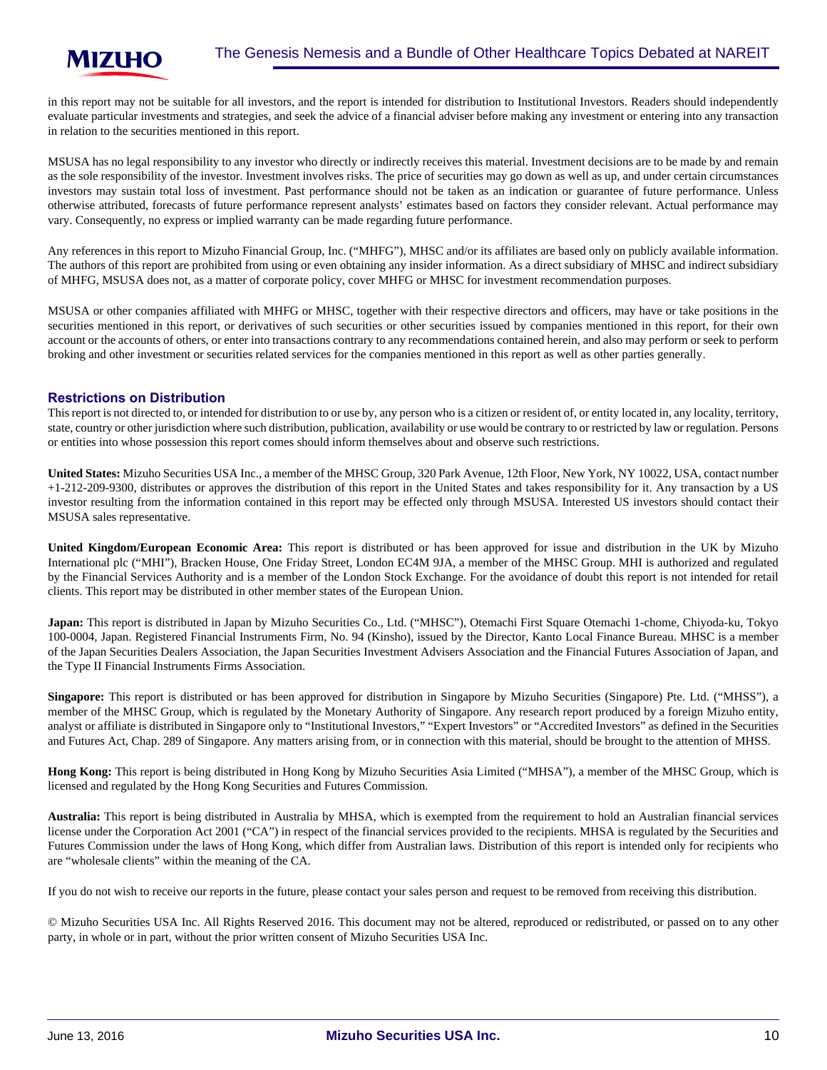in this report may not be suitable for all investors, and the report is intended for distribution to Institutional Investors. Readers should independently evaluate particular investments and strategies, and seek the advice of a financial adviser before making any investment or entering into any transaction in relation to the securities mentioned in this report.

MSUSA has no legal responsibility to any investor who directly or indirectly receives this material. Investment decisions are to be made by and remain as the sole responsibility of the investor. Investment involves risks. The price of securities may go down as well as up, and under certain circumstances investors may sustain total loss of investment. Past performance should not be taken as an indication or guarantee of future performance. Unless otherwise attributed, forecasts of future performance represent analysts' estimates based on factors they consider relevant. Actual performance may vary. Consequently, no express or implied warranty can be made regarding future performance.

Any references in this report to Mizuho Financial Group, Inc. ("MHFG"), MHSC and/or its affiliates are based only on publicly available information. The authors of this report are prohibited from using or even obtaining any insider information. As a direct subsidiary of MHSC and indirect subsidiary of MHFG, MSUSA does not, as a matter of corporate policy, cover MHFG or MHSC for investment recommendation purposes.

MSUSA or other companies affiliated with MHFG or MHSC, together with their respective directors and officers, may have or take positions in the securities mentioned in this report, or derivatives of such securities or other securities issued by companies mentioned in this report, for their own account or the accounts of others, or enter into transactions contrary to any recommendations contained herein, and also may perform or seek to perform broking and other investment or securities related services for the companies mentioned in this report as well as other parties generally.

## Restrictions on Distribution

This report is not directed to, or intended for distribution to or use by, any person who is a citizen or resident of, or entity located in, any locality, territory, state, country or other jurisdiction where such distribution, publication, availability or use would be contrary to or restricted by law or regulation. Persons or entities into whose possession this report comes should inform themselves about and observe such restrictions.

**United States:** Mizuho Securities USA Inc., a member of the MHSC Group, 320 Park Avenue, 12th Floor, New York, NY 10022, USA, contact number +1-212-209-9300, distributes or approves the distribution of this report in the United States and takes responsibility for it. Any transaction by a US investor resulting from the information contained in this report may be effected only through MSUSA. Interested US investors should contact their MSUSA sales representative.

**United Kingdom/European Economic Area:** This report is distributed or has been approved for issue and distribution in the UK by Mizuho International plc ("MHI"), Bracken House, One Friday Street, London EC4M 9JA, a member of the MHSC Group. MHI is authorized and regulated by the Financial Services Authority and is a member of the London Stock Exchange. For the avoidance of doubt this report is not intended for retail clients. This report may be distributed in other member states of the European Union.

**Japan:** This report is distributed in Japan by Mizuho Securities Co., Ltd. ("MHSC"), Otemachi First Square Otemachi 1-chome, Chiyoda-ku, Tokyo 100-0004, Japan. Registered Financial Instruments Firm, No. 94 (Kinsho), issued by the Director, Kanto Local Finance Bureau. MHSC is a member of the Japan Securities Dealers Association, the Japan Securities Investment Advisers Association and the Financial Futures Association of Japan, and the Type II Financial Instruments Firms Association.

**Singapore:** This report is distributed or has been approved for distribution in Singapore by Mizuho Securities (Singapore) Pte. Ltd. ("MHSS"), a member of the MHSC Group, which is regulated by the Monetary Authority of Singapore. Any research report produced by a foreign Mizuho entity, analyst or affiliate is distributed in Singapore only to "Institutional Investors," "Expert Investors" or "Accredited Investors" as defined in the Securities and Futures Act, Chap. 289 of Singapore. Any matters arising from, or in connection with this material, should be brought to the attention of MHSS.

**Hong Kong:** This report is being distributed in Hong Kong by Mizuho Securities Asia Limited ("MHSA"), a member of the MHSC Group, which is licensed and regulated by the Hong Kong Securities and Futures Commission.

**Australia:** This report is being distributed in Australia by MHSA, which is exempted from the requirement to hold an Australian financial services license under the Corporation Act 2001 ("CA") in respect of the financial services provided to the recipients. MHSA is regulated by the Securities and Futures Commission under the laws of Hong Kong, which differ from Australian laws. Distribution of this report is intended only for recipients who are "wholesale clients" within the meaning of the CA.

If you do not wish to receive our reports in the future, please contact your sales person and request to be removed from receiving this distribution.

© Mizuho Securities USA Inc. All Rights Reserved 2016. This document may not be altered, reproduced or redistributed, or passed on to any other party, in whole or in part, without the prior written consent of Mizuho Securities USA Inc.